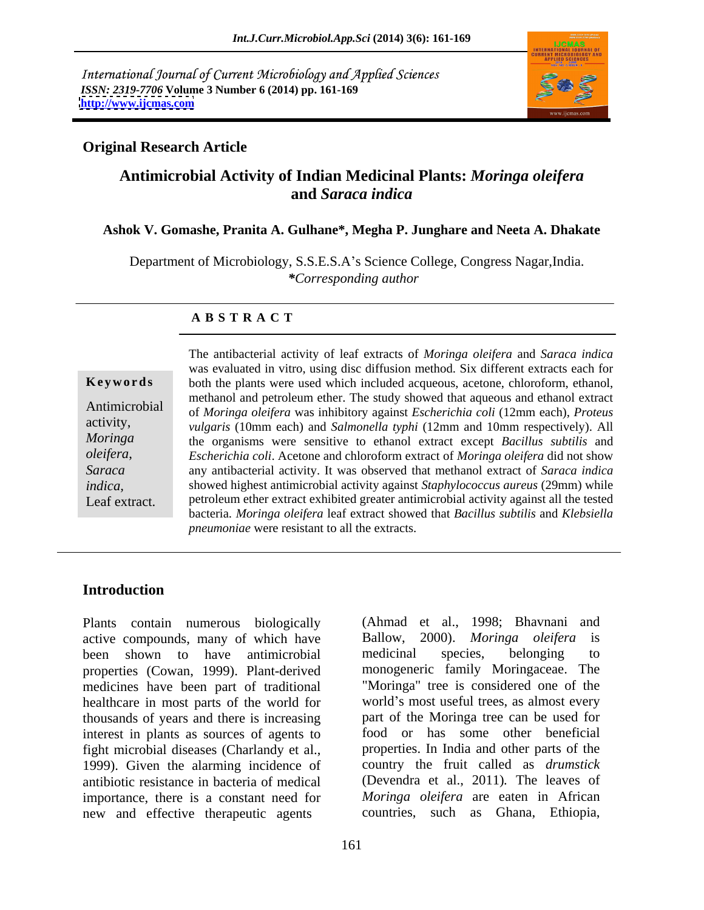International Journal of Current Microbiology and Applied Sciences
*ISSN: 2319-7706* **Volume 3 Number 6 (2014) pp. 161-169**
**http://www.ijcmas.com**

**Original Research Article**

# Antimicrobial Activity of Indian Medicinal Plants: *Moringa oleifera* and *Saraca indica*

**Ashok V. Gomashe, Pranita A. Gulhane\*, Megha P. Junghare and Neeta A. Dhakate**

Department of Microbiology, S.S.E.S.A's Science College, Congress Nagar,India.
*\*Corresponding author*

## ABSTRACT

**Keywords**

Antimicrobial activity, *Moringa oleifera*, *Saraca indica*, Leaf extract.

The antibacterial activity of leaf extracts of *Moringa oleifera* and *Saraca indica* was evaluated in vitro, using disc diffusion method. Six different extracts each for both the plants were used which included acqueous, acetone, chloroform, ethanol, methanol and petroleum ether. The study showed that aqueous and ethanol extract of *Moringa oleifera* was inhibitory against *Escherichia coli* (12mm each), *Proteus vulgaris* (10mm each) and *Salmonella typhi* (12mm and 10mm respectively). All the organisms were sensitive to ethanol extract except *Bacillus subtilis* and *Escherichia coli*. Acetone and chloroform extract of *Moringa oleifera* did not show any antibacterial activity. It was observed that methanol extract of *Saraca indica* showed highest antimicrobial activity against *Staphylococcus aureus* (29mm) while petroleum ether extract exhibited greater antimicrobial activity against all the tested bacteria. *Moringa oleifera* leaf extract showed that *Bacillus subtilis* and *Klebsiella pneumoniae* were resistant to all the extracts.

## Introduction

Plants contain numerous biologically active compounds, many of which have been shown to have antimicrobial properties (Cowan, 1999). Plant-derived medicines have been part of traditional healthcare in most parts of the world for thousands of years and there is increasing interest in plants as sources of agents to fight microbial diseases (Charlandy et al., 1999). Given the alarming incidence of antibiotic resistance in bacteria of medical importance, there is a constant need for new and effective therapeutic agents (Ahmad et al., 1998; Bhavnani and Ballow, 2000). *Moringa oleifera* is medicinal species, belonging to monogeneric family Moringaceae. The "Moringa" tree is considered one of the world's most useful trees, as almost every part of the Moringa tree can be used for food or has some other beneficial properties. In India and other parts of the country the fruit called as *drumstick* (Devendra et al., 2011). The leaves of *Moringa oleifera* are eaten in African countries, such as Ghana, Ethiopia,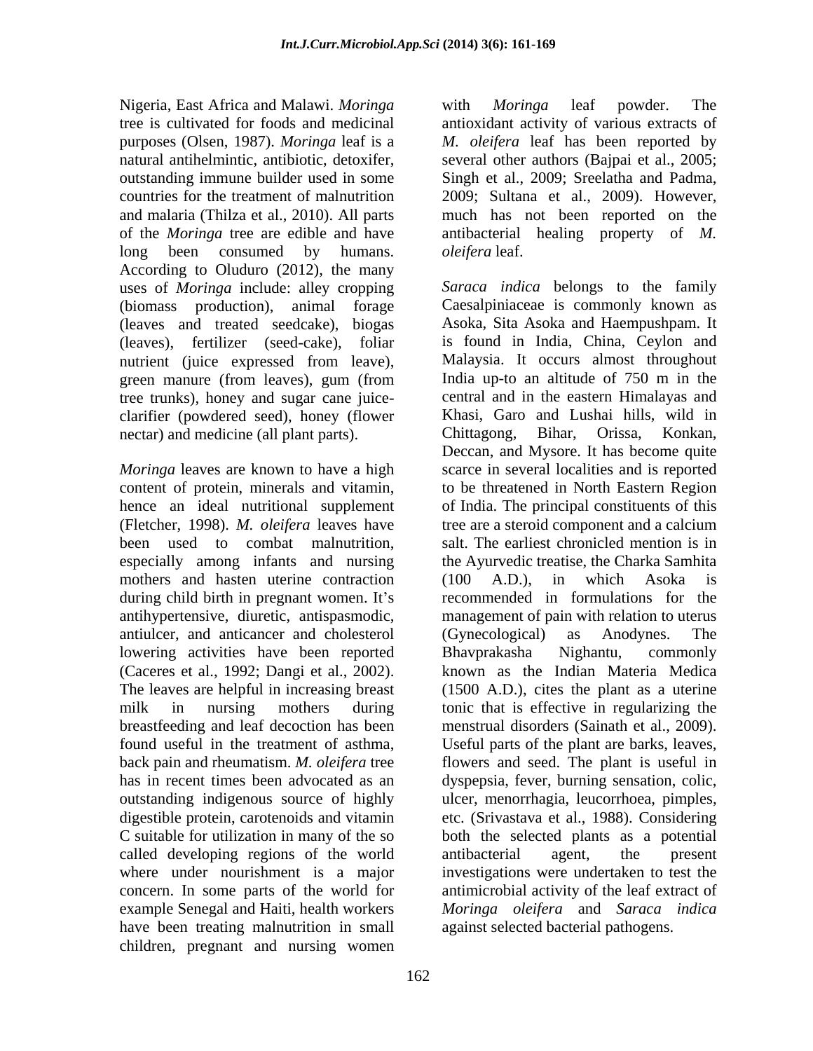Nigeria, East Africa and Malawi. *Moringa* tree is cultivated for foods and medicinal purposes (Olsen, 1987). *Moringa* leaf is a natural antihelmintic, antibiotic, detoxifer, outstanding immune builder used in some countries for the treatment of malnutrition and malaria (Thilza et al., 2010). All parts of the *Moringa* tree are edible and have long been consumed by humans. According to Oluduro (2012), the many uses of *Moringa* include: alley cropping (biomass production), animal forage (leaves and treated seedcake), biogas (leaves), fertilizer (seed-cake), foliar nutrient (juice expressed from leave), green manure (from leaves), gum (from tree trunks), honey and sugar cane juice-clarifier (powdered seed), honey (flower nectar) and medicine (all plant parts).

*Moringa* leaves are known to have a high content of protein, minerals and vitamin, hence an ideal nutritional supplement (Fletcher, 1998). *M. oleifera* leaves have been used to combat malnutrition, especially among infants and nursing mothers and hasten uterine contraction during child birth in pregnant women. It's antihypertensive, diuretic, antispasmodic, antiulcer, and anticancer and cholesterol lowering activities have been reported (Caceres et al., 1992; Dangi et al., 2002). The leaves are helpful in increasing breast milk in nursing mothers during breastfeeding and leaf decoction has been found useful in the treatment of asthma, back pain and rheumatism. *M. oleifera* tree has in recent times been advocated as an outstanding indigenous source of highly digestible protein, carotenoids and vitamin C suitable for utilization in many of the so called developing regions of the world where under nourishment is a major concern. In some parts of the world for example Senegal and Haiti, health workers have been treating malnutrition in small children, pregnant and nursing women with *Moringa* leaf powder. The antioxidant activity of various extracts of *M. oleifera* leaf has been reported by several other authors (Bajpai et al., 2005; Singh et al., 2009; Sreelatha and Padma, 2009; Sultana et al., 2009). However, much has not been reported on the antibacterial healing property of *M. oleifera* leaf.

*Saraca indica* belongs to the family Caesalpiniaceae is commonly known as Asoka, Sita Asoka and Haempushpam. It is found in India, China, Ceylon and Malaysia. It occurs almost throughout India up-to an altitude of 750 m in the central and in the eastern Himalayas and Khasi, Garo and Lushai hills, wild in Chittagong, Bihar, Orissa, Konkan, Deccan, and Mysore. It has become quite scarce in several localities and is reported to be threatened in North Eastern Region of India. The principal constituents of this tree are a steroid component and a calcium salt. The earliest chronicled mention is in the Ayurvedic treatise, the Charka Samhita (100 A.D.), in which Asoka is recommended in formulations for the management of pain with relation to uterus (Gynecological) as Anodynes. The Bhavprakasha Nighantu, commonly known as the Indian Materia Medica (1500 A.D.), cites the plant as a uterine tonic that is effective in regularizing the menstrual disorders (Sainath et al., 2009). Useful parts of the plant are barks, leaves, flowers and seed. The plant is useful in dyspepsia, fever, burning sensation, colic, ulcer, menorrhagia, leucorrhoea, pimples, etc. (Srivastava et al., 1988). Considering both the selected plants as a potential antibacterial agent, the present investigations were undertaken to test the antimicrobial activity of the leaf extract of *Moringa oleifera* and *Saraca indica* against selected bacterial pathogens.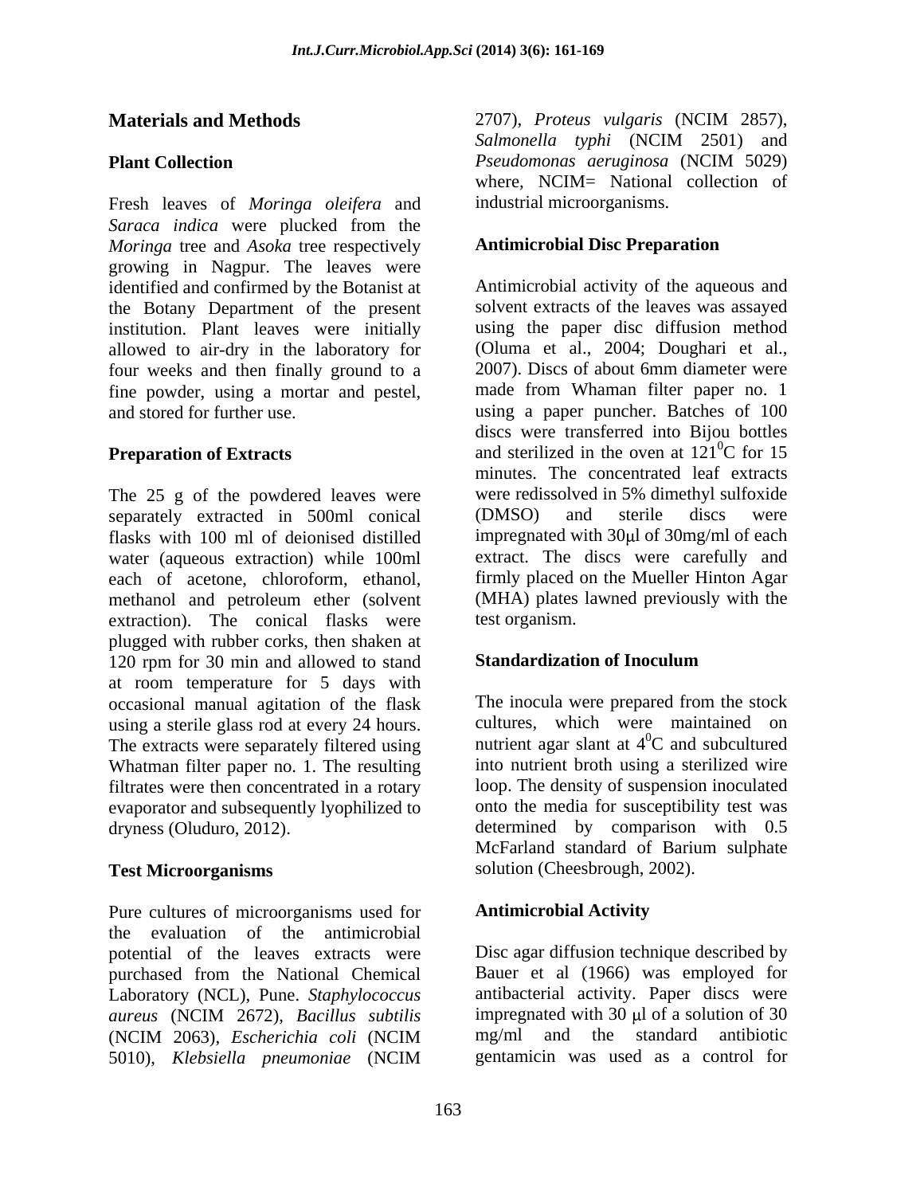## Materials and Methods

### Plant Collection

Fresh leaves of *Moringa oleifera* and *Saraca indica* were plucked from the *Moringa* tree and *Asoka* tree respectively growing in Nagpur. The leaves were identified and confirmed by the Botanist at the Botany Department of the present institution. Plant leaves were initially allowed to air-dry in the laboratory for four weeks and then finally ground to a fine powder, using a mortar and pestel, and stored for further use.

### Preparation of Extracts

The 25 g of the powdered leaves were separately extracted in 500ml conical flasks with 100 ml of deionised distilled water (aqueous extraction) while 100ml each of acetone, chloroform, ethanol, methanol and petroleum ether (solvent extraction). The conical flasks were plugged with rubber corks, then shaken at 120 rpm for 30 min and allowed to stand at room temperature for 5 days with occasional manual agitation of the flask using a sterile glass rod at every 24 hours. The extracts were separately filtered using Whatman filter paper no. 1. The resulting filtrates were then concentrated in a rotary evaporator and subsequently lyophilized to dryness (Oluduro, 2012).

### Test Microorganisms

Pure cultures of microorganisms used for the evaluation of the antimicrobial potential of the leaves extracts were purchased from the National Chemical Laboratory (NCL), Pune. *Staphylococcus aureus* (NCIM 2672), *Bacillus subtilis* (NCIM 2063), *Escherichia coli* (NCIM 5010), *Klebsiella pneumoniae* (NCIM 2707), *Proteus vulgaris* (NCIM 2857), *Salmonella typhi* (NCIM 2501) and *Pseudomonas aeruginosa* (NCIM 5029) where, NCIM= National collection of industrial microorganisms.

### Antimicrobial Disc Preparation

Antimicrobial activity of the aqueous and solvent extracts of the leaves was assayed using the paper disc diffusion method (Oluma et al., 2004; Doughari et al., 2007). Discs of about 6mm diameter were made from Whaman filter paper no. 1 using a paper puncher. Batches of 100 discs were transferred into Bijou bottles and sterilized in the oven at $121^0$C for 15 minutes. The concentrated leaf extracts were redissolved in 5% dimethyl sulfoxide (DMSO) and sterile discs were impregnated with 30µl of 30mg/ml of each extract. The discs were carefully and firmly placed on the Mueller Hinton Agar (MHA) plates lawned previously with the test organism.

### Standardization of Inoculum

The inocula were prepared from the stock cultures, which were maintained on nutrient agar slant at $4^0$C and subcultured into nutrient broth using a sterilized wire loop. The density of suspension inoculated onto the media for susceptibility test was determined by comparison with 0.5 McFarland standard of Barium sulphate solution (Cheesbrough, 2002).

### Antimicrobial Activity

Disc agar diffusion technique described by Bauer et al (1966) was employed for antibacterial activity. Paper discs were impregnated with 30 µl of a solution of 30 mg/ml and the standard antibiotic gentamicin was used as a control for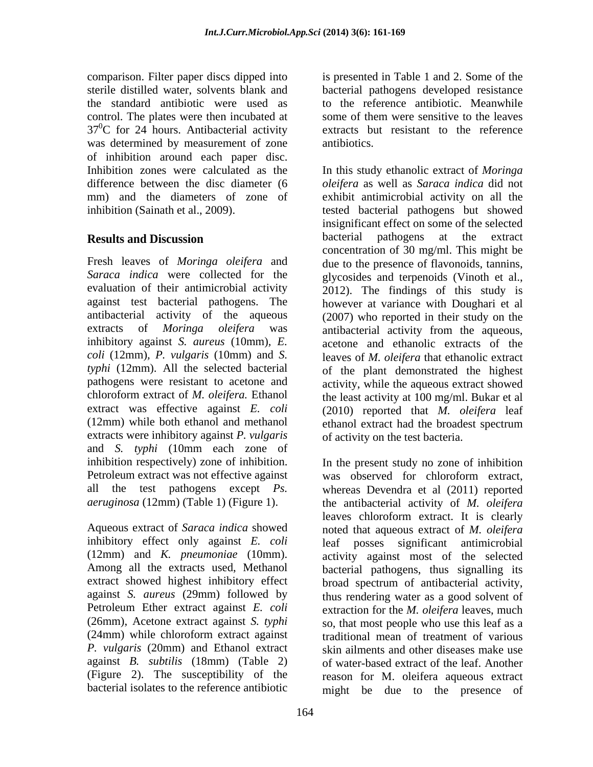comparison. Filter paper discs dipped into sterile distilled water, solvents blank and the standard antibiotic were used as control. The plates were then incubated at $37^0$C for 24 hours. Antibacterial activity was determined by measurement of zone of inhibition around each paper disc. Inhibition zones were calculated as the difference between the disc diameter (6 mm) and the diameters of zone of inhibition (Sainath et al., 2009).

## Results and Discussion

Fresh leaves of *Moringa oleifera* and *Saraca indica* were collected for the evaluation of their antimicrobial activity against test bacterial pathogens. The antibacterial activity of the aqueous extracts of *Moringa oleifera* was inhibitory against *S. aureus* (10mm), *E. coli* (12mm), *P. vulgaris* (10mm) and *S. typhi* (12mm). All the selected bacterial pathogens were resistant to acetone and chloroform extract of *M. oleifera.* Ethanol extract was effective against *E. coli* (12mm) while both ethanol and methanol extracts were inhibitory against *P. vulgaris* and *S. typhi* (10mm each zone of inhibition respectively) zone of inhibition. Petroleum extract was not effective against all the test pathogens except *Ps. aeruginosa* (12mm) (Table 1) (Figure 1).

Aqueous extract of *Saraca indica* showed inhibitory effect only against *E. coli* (12mm) and *K. pneumoniae* (10mm). Among all the extracts used, Methanol extract showed highest inhibitory effect against *S. aureus* (29mm) followed by Petroleum Ether extract against *E. coli* (26mm), Acetone extract against *S. typhi* (24mm) while chloroform extract against *P. vulgaris* (20mm) and Ethanol extract against *B. subtilis* (18mm) (Table 2) (Figure 2). The susceptibility of the bacterial isolates to the reference antibiotic is presented in Table 1 and 2. Some of the bacterial pathogens developed resistance to the reference antibiotic. Meanwhile some of them were sensitive to the leaves extracts but resistant to the reference antibiotics.

In this study ethanolic extract of *Moringa oleifera* as well as *Saraca indica* did not exhibit antimicrobial activity on all the tested bacterial pathogens but showed insignificant effect on some of the selected bacterial pathogens at the extract concentration of 30 mg/ml. This might be due to the presence of flavonoids, tannins, glycosides and terpenoids (Vinoth et al., 2012). The findings of this study is however at variance with Doughari et al (2007) who reported in their study on the antibacterial activity from the aqueous, acetone and ethanolic extracts of the leaves of *M. oleifera* that ethanolic extract of the plant demonstrated the highest activity, while the aqueous extract showed the least activity at 100 mg/ml. Bukar et al (2010) reported that *M. oleifera* leaf ethanol extract had the broadest spectrum of activity on the test bacteria.

In the present study no zone of inhibition was observed for chloroform extract, whereas Devendra et al (2011) reported the antibacterial activity of *M. oleifera* leaves chloroform extract. It is clearly noted that aqueous extract of *M. oleifera* leaf posses significant antimicrobial activity against most of the selected bacterial pathogens, thus signalling its broad spectrum of antibacterial activity, thus rendering water as a good solvent of extraction for the *M. oleifera* leaves, much so, that most people who use this leaf as a traditional mean of treatment of various skin ailments and other diseases make use of water-based extract of the leaf. Another reason for M. oleifera aqueous extract might be due to the presence of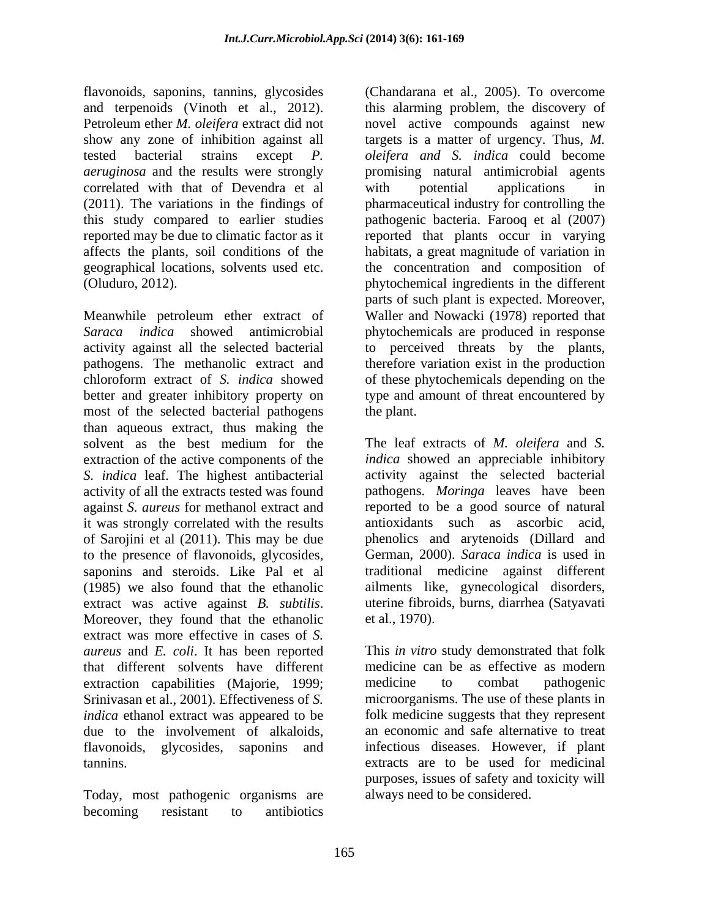flavonoids, saponins, tannins, glycosides and terpenoids (Vinoth et al., 2012). Petroleum ether *M. oleifera* extract did not show any zone of inhibition against all tested bacterial strains except *P. aeruginosa* and the results were strongly correlated with that of Devendra et al (2011). The variations in the findings of this study compared to earlier studies reported may be due to climatic factor as it affects the plants, soil conditions of the geographical locations, solvents used etc. (Oluduro, 2012).

Meanwhile petroleum ether extract of *Saraca indica* showed antimicrobial activity against all the selected bacterial pathogens. The methanolic extract and chloroform extract of *S. indica* showed better and greater inhibitory property on most of the selected bacterial pathogens than aqueous extract, thus making the solvent as the best medium for the extraction of the active components of the *S. indica* leaf. The highest antibacterial activity of all the extracts tested was found against *S. aureus* for methanol extract and it was strongly correlated with the results of Sarojini et al (2011). This may be due to the presence of flavonoids, glycosides, saponins and steroids. Like Pal et al (1985) we also found that the ethanolic extract was active against *B. subtilis*. Moreover, they found that the ethanolic extract was more effective in cases of *S. aureus* and *E. coli*. It has been reported that different solvents have different extraction capabilities (Majorie, 1999; Srinivasan et al., 2001). Effectiveness of *S. indica* ethanol extract was appeared to be due to the involvement of alkaloids, flavonoids, glycosides, saponins and tannins.

Today, most pathogenic organisms are becoming resistant to antibiotics (Chandarana et al., 2005). To overcome this alarming problem, the discovery of novel active compounds against new targets is a matter of urgency. Thus, *M. oleifera and S. indica* could become promising natural antimicrobial agents with potential applications in pharmaceutical industry for controlling the pathogenic bacteria. Farooq et al (2007) reported that plants occur in varying habitats, a great magnitude of variation in the concentration and composition of phytochemical ingredients in the different parts of such plant is expected. Moreover, Waller and Nowacki (1978) reported that phytochemicals are produced in response to perceived threats by the plants, therefore variation exist in the production of these phytochemicals depending on the type and amount of threat encountered by the plant.

The leaf extracts of *M. oleifera* and *S. indica* showed an appreciable inhibitory activity against the selected bacterial pathogens. *Moringa* leaves have been reported to be a good source of natural antioxidants such as ascorbic acid, phenolics and arytenoids (Dillard and German, 2000). *Saraca indica* is used in traditional medicine against different ailments like, gynecological disorders, uterine fibroids, burns, diarrhea (Satyavati et al., 1970).

This *in vitro* study demonstrated that folk medicine can be as effective as modern medicine to combat pathogenic microorganisms. The use of these plants in folk medicine suggests that they represent an economic and safe alternative to treat infectious diseases. However, if plant extracts are to be used for medicinal purposes, issues of safety and toxicity will always need to be considered.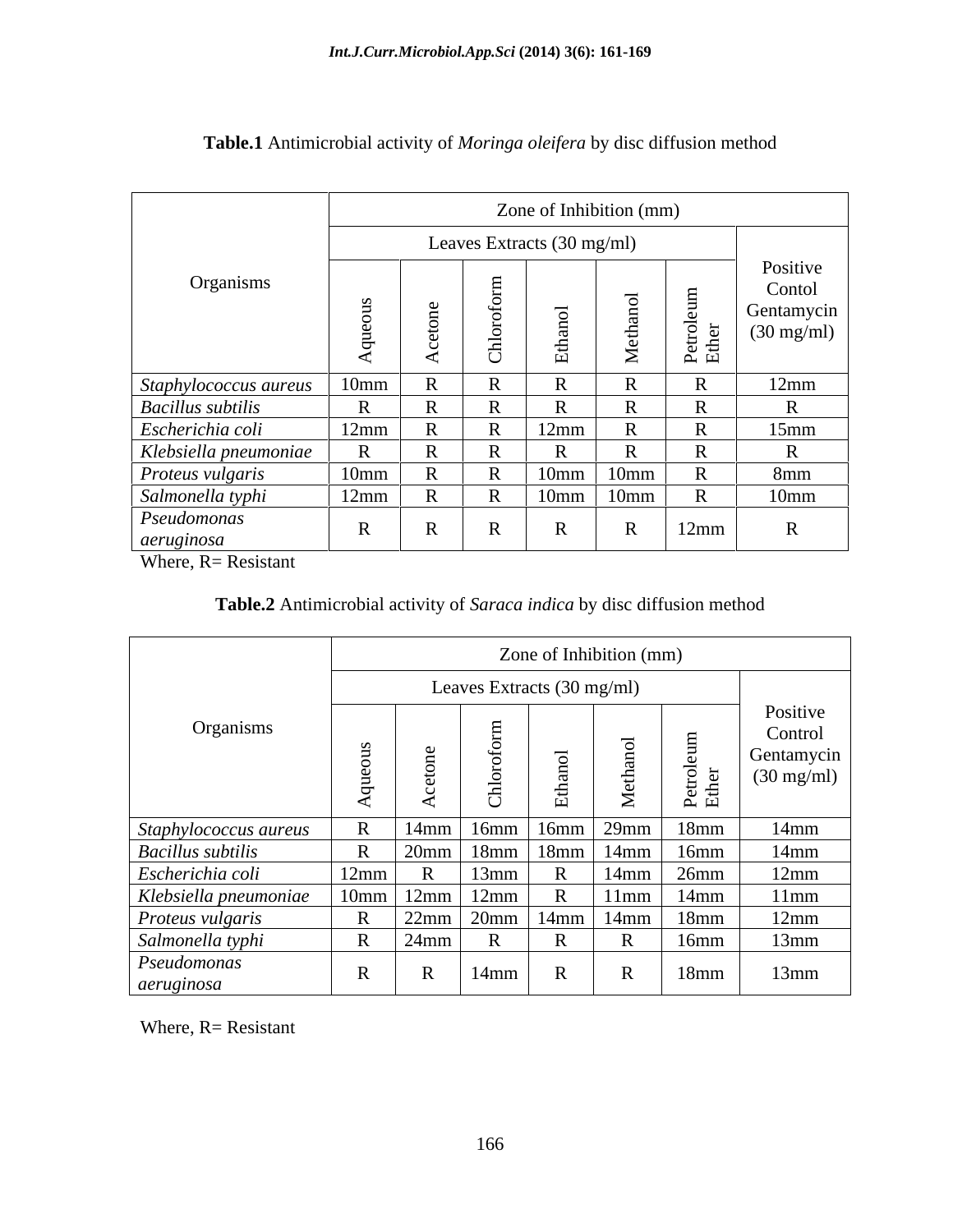**Table.1** Antimicrobial activity of *Moringa oleifera* by disc diffusion method

| Organisms | Zone of Inhibition (mm) | | | | | | |
|---|---|---|---|---|---|---|---|
| | Leaves Extracts (30 mg/ml) | | | | | | Positive Contol Gentamycin (30 mg/ml) |
| | Aqueous | Acetone | Chloroform | Ethanol | Methanol | Petroleum Ether | |
| *Staphylococcus aureus* | 10mm | R | R | R | R | R | 12mm |
| *Bacillus subtilis* | R | R | R | R | R | R | R |
| *Escherichia coli* | 12mm | R | R | 12mm | R | R | 15mm |
| *Klebsiella pneumoniae* | R | R | R | R | R | R | R |
| *Proteus vulgaris* | 10mm | R | R | 10mm | 10mm | R | 8mm |
| *Salmonella typhi* | 12mm | R | R | 10mm | 10mm | R | 10mm |
| *Pseudomonas aeruginosa* | R | R | R | R | R | 12mm | R |

Where, R= Resistant

**Table.2** Antimicrobial activity of *Saraca indica* by disc diffusion method

| Organisms | Zone of Inhibition (mm) | | | | | | |
|---|---|---|---|---|---|---|---|
| | Leaves Extracts (30 mg/ml) | | | | | | Positive Control Gentamycin (30 mg/ml) |
| | Aqueous | Acetone | Chloroform | Ethanol | Methanol | Petroleum Ether | |
| *Staphylococcus aureus* | R | 14mm | 16mm | 16mm | 29mm | 18mm | 14mm |
| *Bacillus subtilis* | R | 20mm | 18mm | 18mm | 14mm | 16mm | 14mm |
| *Escherichia coli* | 12mm | R | 13mm | R | 14mm | 26mm | 12mm |
| *Klebsiella pneumoniae* | 10mm | 12mm | 12mm | R | 11mm | 14mm | 11mm |
| *Proteus vulgaris* | R | 22mm | 20mm | 14mm | 14mm | 18mm | 12mm |
| *Salmonella typhi* | R | 24mm | R | R | R | 16mm | 13mm |
| *Pseudomonas aeruginosa* | R | R | 14mm | R | R | 18mm | 13mm |

Where, R= Resistant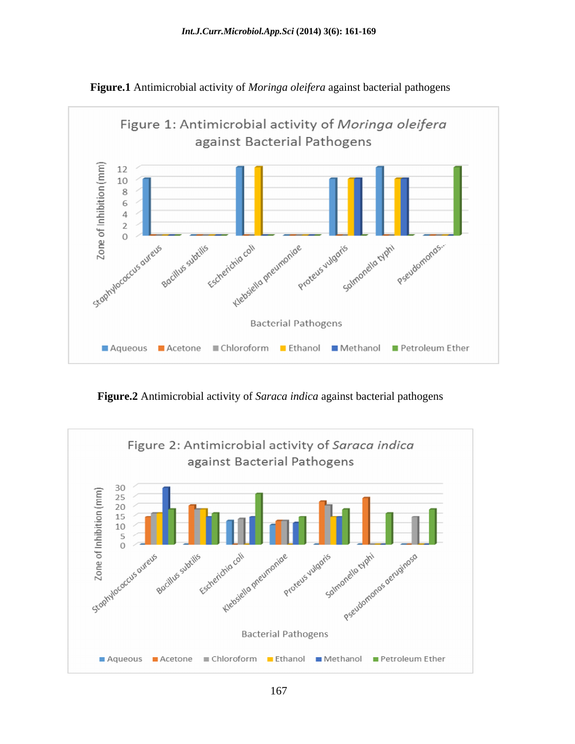**Figure.1** Antimicrobial activity of *Moringa oleifera* against bacterial pathogens

**Figure.2** Antimicrobial activity of *Saraca indica* against bacterial pathogens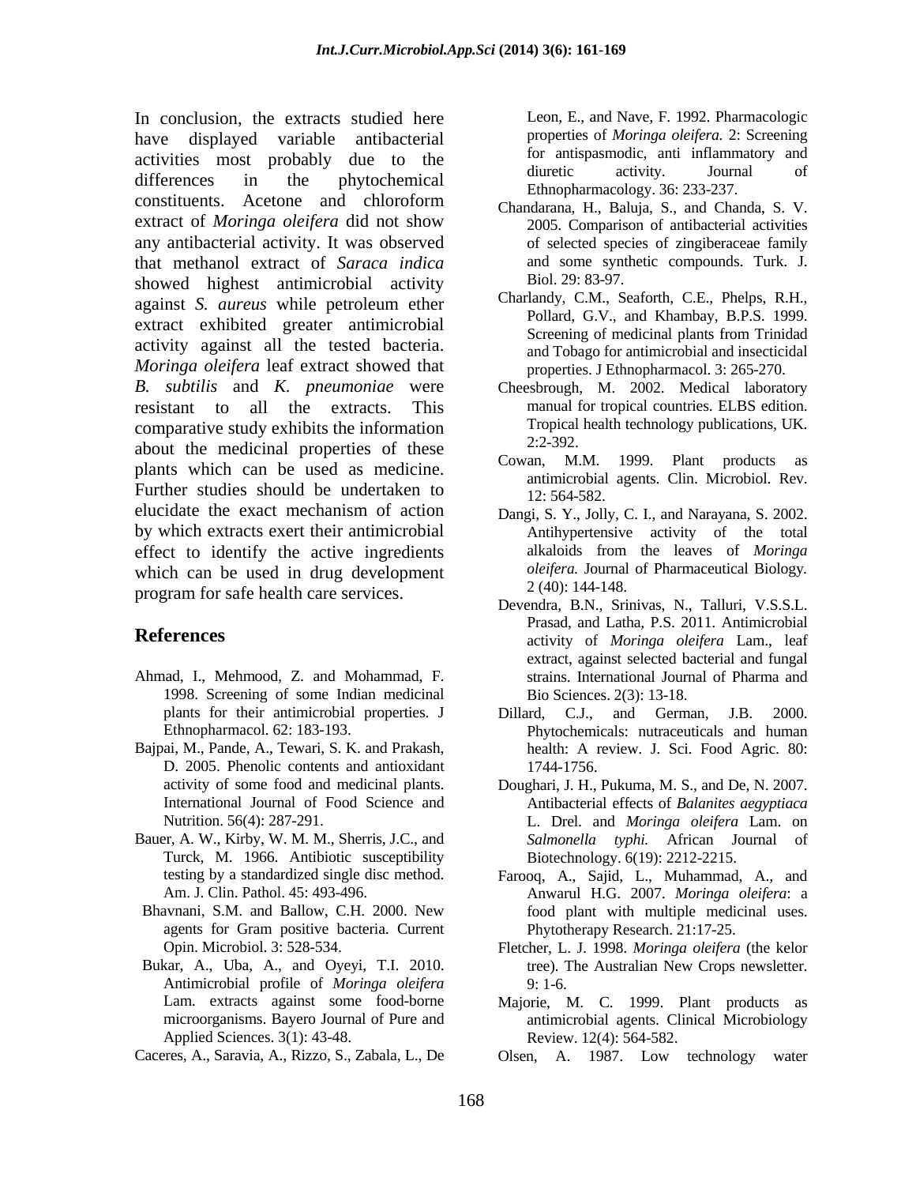In conclusion, the extracts studied here have displayed variable antibacterial activities most probably due to the differences in the phytochemical constituents. Acetone and chloroform extract of *Moringa oleifera* did not show any antibacterial activity. It was observed that methanol extract of *Saraca indica* showed highest antimicrobial activity against *S. aureus* while petroleum ether extract exhibited greater antimicrobial activity against all the tested bacteria. *Moringa oleifera* leaf extract showed that *B. subtilis* and *K. pneumoniae* were resistant to all the extracts. This comparative study exhibits the information about the medicinal properties of these plants which can be used as medicine. Further studies should be undertaken to elucidate the exact mechanism of action by which extracts exert their antimicrobial effect to identify the active ingredients which can be used in drug development program for safe health care services.

## References

Ahmad, I., Mehmood, Z. and Mohammad, F. 1998. Screening of some Indian medicinal plants for their antimicrobial properties. J Ethnopharmacol. 62: 183-193.

Bajpai, M., Pande, A., Tewari, S. K. and Prakash, D. 2005. Phenolic contents and antioxidant activity of some food and medicinal plants. International Journal of Food Science and Nutrition. 56(4): 287-291.

Bauer, A. W., Kirby, W. M. M., Sherris, J.C., and Turck, M. 1966. Antibiotic susceptibility testing by a standardized single disc method. Am. J. Clin. Pathol. 45: 493-496.

Bhavnani, S.M. and Ballow, C.H. 2000. New agents for Gram positive bacteria. Current Opin. Microbiol. 3: 528-534.

Bukar, A., Uba, A., and Oyeyi, T.I. 2010. Antimicrobial profile of *Moringa oleifera* Lam. extracts against some food-borne microorganisms. Bayero Journal of Pure and Applied Sciences. 3(1): 43-48.

Caceres, A., Saravia, A., Rizzo, S., Zabala, L., De Leon, E., and Nave, F. 1992. Pharmacologic properties of *Moringa oleifera.* 2: Screening for antispasmodic, anti inflammatory and diuretic activity. Journal of Ethnopharmacology. 36: 233-237.

Chandarana, H., Baluja, S., and Chanda, S. V. 2005. Comparison of antibacterial activities of selected species of zingiberaceae family and some synthetic compounds. Turk. J. Biol. 29: 83-97.

Charlandy, C.M., Seaforth, C.E., Phelps, R.H., Pollard, G.V., and Khambay, B.P.S. 1999. Screening of medicinal plants from Trinidad and Tobago for antimicrobial and insecticidal properties. J Ethnopharmacol. 3: 265-270.

Cheesbrough, M. 2002. Medical laboratory manual for tropical countries. ELBS edition. Tropical health technology publications, UK. 2:2-392.

Cowan, M.M. 1999. Plant products as antimicrobial agents. Clin. Microbiol. Rev. 12: 564-582.

Dangi, S. Y., Jolly, C. I., and Narayana, S. 2002. Antihypertensive activity of the total alkaloids from the leaves of *Moringa oleifera.* Journal of Pharmaceutical Biology. 2 (40): 144-148.

Devendra, B.N., Srinivas, N., Talluri, V.S.S.L. Prasad, and Latha, P.S. 2011. Antimicrobial activity of *Moringa oleifera* Lam., leaf extract, against selected bacterial and fungal strains. International Journal of Pharma and Bio Sciences. 2(3): 13-18.

Dillard, C.J., and German, J.B. 2000. Phytochemicals: nutraceuticals and human health: A review. J. Sci. Food Agric. 80: 1744-1756.

Doughari, J. H., Pukuma, M. S., and De, N. 2007. Antibacterial effects of *Balanites aegyptiaca* L. Drel. and *Moringa oleifera* Lam. on *Salmonella typhi.* African Journal of Biotechnology. 6(19): 2212-2215.

Farooq, A., Sajid, L., Muhammad, A., and Anwarul H.G. 2007. *Moringa oleifera*: a food plant with multiple medicinal uses. Phytotherapy Research. 21:17-25.

Fletcher, L. J. 1998. *Moringa oleifera* (the kelor tree). The Australian New Crops newsletter. 9: 1-6.

Majorie, M. C. 1999. Plant products as antimicrobial agents. Clinical Microbiology Review. 12(4): 564-582.

Olsen, A. 1987. Low technology water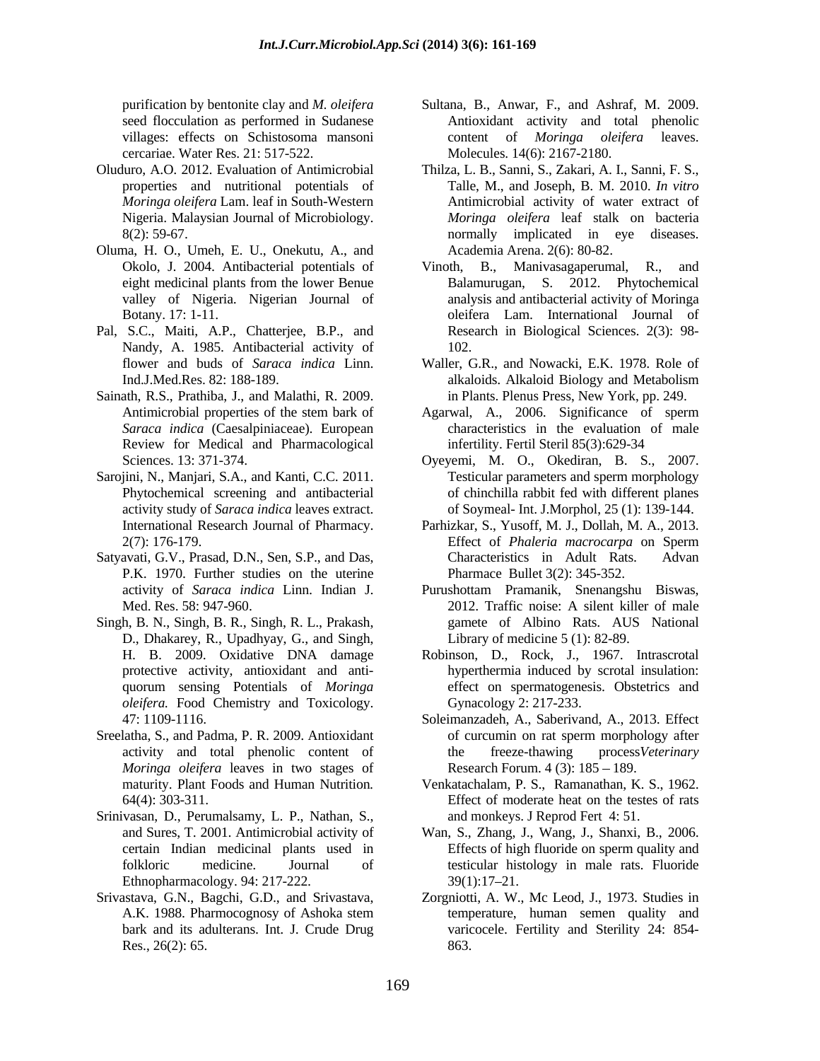purification by bentonite clay and *M. oleifera* seed flocculation as performed in Sudanese villages: effects on Schistosoma mansoni cercariae. Water Res. 21: 517-522.

Oluduro, A.O. 2012. Evaluation of Antimicrobial properties and nutritional potentials of *Moringa oleifera* Lam. leaf in South-Western Nigeria. Malaysian Journal of Microbiology. 8(2): 59-67.

Oluma, H. O., Umeh, E. U., Onekutu, A., and Okolo, J. 2004. Antibacterial potentials of eight medicinal plants from the lower Benue valley of Nigeria. Nigerian Journal of Botany. 17: 1-11.

Pal, S.C., Maiti, A.P., Chatterjee, B.P., and Nandy, A. 1985. Antibacterial activity of flower and buds of *Saraca indica* Linn. Ind.J.Med.Res. 82: 188-189.

Sainath, R.S., Prathiba, J., and Malathi, R. 2009. Antimicrobial properties of the stem bark of *Saraca indica* (Caesalpiniaceae). European Review for Medical and Pharmacological Sciences. 13: 371-374.

Sarojini, N., Manjari, S.A., and Kanti, C.C. 2011. Phytochemical screening and antibacterial activity study of *Saraca indica* leaves extract. International Research Journal of Pharmacy. 2(7): 176-179.

Satyavati, G.V., Prasad, D.N., Sen, S.P., and Das, P.K. 1970. Further studies on the uterine activity of *Saraca indica* Linn. Indian J. Med. Res. 58: 947-960.

Singh, B. N., Singh, B. R., Singh, R. L., Prakash, D., Dhakarey, R., Upadhyay, G., and Singh, H. B. 2009. Oxidative DNA damage protective activity, antioxidant and anti-quorum sensing Potentials of *Moringa oleifera.* Food Chemistry and Toxicology. 47: 1109-1116.

Sreelatha, S., and Padma, P. R. 2009. Antioxidant activity and total phenolic content of *Moringa oleifera* leaves in two stages of maturity. Plant Foods and Human Nutrition*.* 64(4): 303-311.

Srinivasan, D., Perumalsamy, L. P., Nathan, S., and Sures, T. 2001. Antimicrobial activity of certain Indian medicinal plants used in folkloric medicine. Journal of Ethnopharmacology. 94: 217-222.

Srivastava, G.N., Bagchi, G.D., and Srivastava, A.K. 1988. Pharmocognosy of Ashoka stem bark and its adulterans. Int. J. Crude Drug Res., 26(2): 65.

Sultana, B., Anwar, F., and Ashraf, M. 2009. Antioxidant activity and total phenolic content of *Moringa oleifera* leaves. Molecules. 14(6): 2167-2180.

Thilza, L. B., Sanni, S., Zakari, A. I., Sanni, F. S., Talle, M., and Joseph, B. M. 2010. *In vitro* Antimicrobial activity of water extract of *Moringa oleifera* leaf stalk on bacteria normally implicated in eye diseases. Academia Arena. 2(6): 80-82.

Vinoth, B., Manivasagaperumal, R., and Balamurugan, S. 2012. Phytochemical analysis and antibacterial activity of Moringa oleifera Lam. International Journal of Research in Biological Sciences. 2(3): 98-102.

Waller, G.R., and Nowacki, E.K. 1978. Role of alkaloids. Alkaloid Biology and Metabolism in Plants. Plenus Press, New York, pp. 249.

Agarwal, A., 2006. Significance of sperm characteristics in the evaluation of male infertility. Fertil Steril 85(3):629-34

Oyeyemi, M. O., Okediran, B. S., 2007. Testicular parameters and sperm morphology of chinchilla rabbit fed with different planes of Soymeal- Int. J.Morphol, 25 (1): 139-144.

Parhizkar, S., Yusoff, M. J., Dollah, M. A., 2013. Effect of *Phaleria macrocarpa* on Sperm Characteristics in Adult Rats. Advan Pharmace Bullet 3(2): 345-352.

Purushottam Pramanik, Snenangshu Biswas, 2012. Traffic noise: A silent killer of male gamete of Albino Rats. AUS National Library of medicine 5 (1): 82-89.

Robinson, D., Rock, J., 1967. Intrascrotal hyperthermia induced by scrotal insulation: effect on spermatogenesis. Obstetrics and Gynacology 2: 217-233.

Soleimanzadeh, A., Saberivand, A., 2013. Effect of curcumin on rat sperm morphology after the freeze-thawing process*Veterinary* Research Forum. 4 (3): 185 – 189.

Venkatachalam, P. S., Ramanathan, K. S., 1962. Effect of moderate heat on the testes of rats and monkeys. J Reprod Fert 4: 51.

Wan, S., Zhang, J., Wang, J., Shanxi, B., 2006. Effects of high fluoride on sperm quality and testicular histology in male rats. Fluoride 39(1):17–21.

Zorgniotti, A. W., Mc Leod, J., 1973. Studies in temperature, human semen quality and varicocele. Fertility and Sterility 24: 854-863.